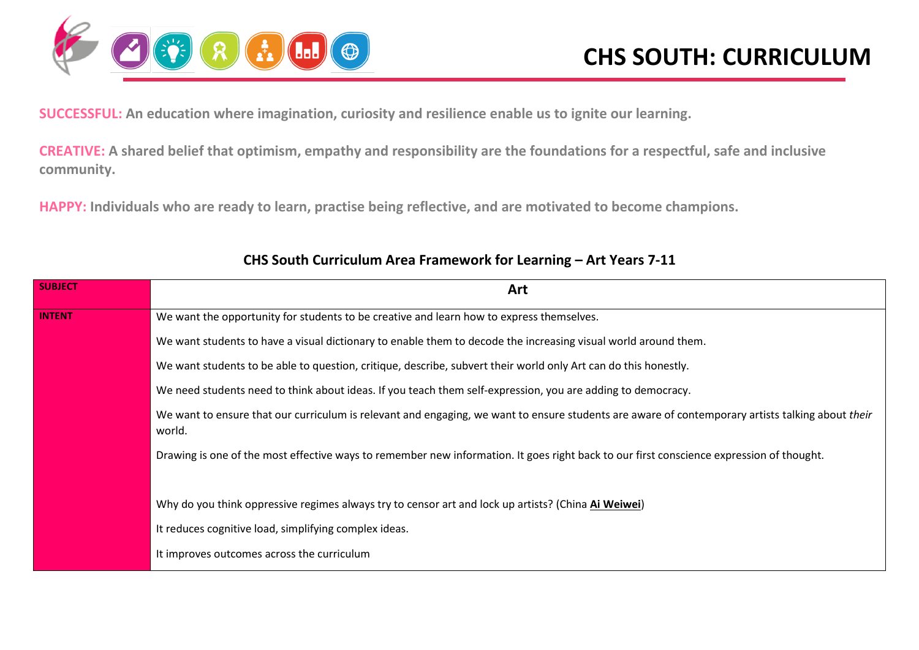# CHS SOUTH: CURRICULUM

**SUCCESSFUL:** An education where imagination, curiosity and resilience enable us to ignite our learning.

**CREATIVE:** A shared belief that optimism, empathy and responsibility are the foundations for a respectful, safe and inclusive community.

**HAPPY:** Individuals who are ready to learn, practise being reflective, and are motivated to become champions.

## CHS South Curriculum Area Framework for Learning – Art Years 7-11

| SUBJECT | Art |
|---|---|
| INTENT | We want the opportunity for students to be creative and learn how to express themselves.<br><br>We want students to have a visual dictionary to enable them to decode the increasing visual world around them.<br><br>We want students to be able to question, critique, describe, subvert their world only Art can do this honestly.<br><br>We need students need to think about ideas. If you teach them self-expression, you are adding to democracy.<br><br>We want to ensure that our curriculum is relevant and engaging, we want to ensure students are aware of contemporary artists talking about *their* world.<br><br>Drawing is one of the most effective ways to remember new information. It goes right back to our first conscience expression of thought.<br><br>Why do you think oppressive regimes always try to censor art and lock up artists? (China **Ai Weiwei**)<br><br>It reduces cognitive load, simplifying complex ideas.<br><br>It improves outcomes across the curriculum |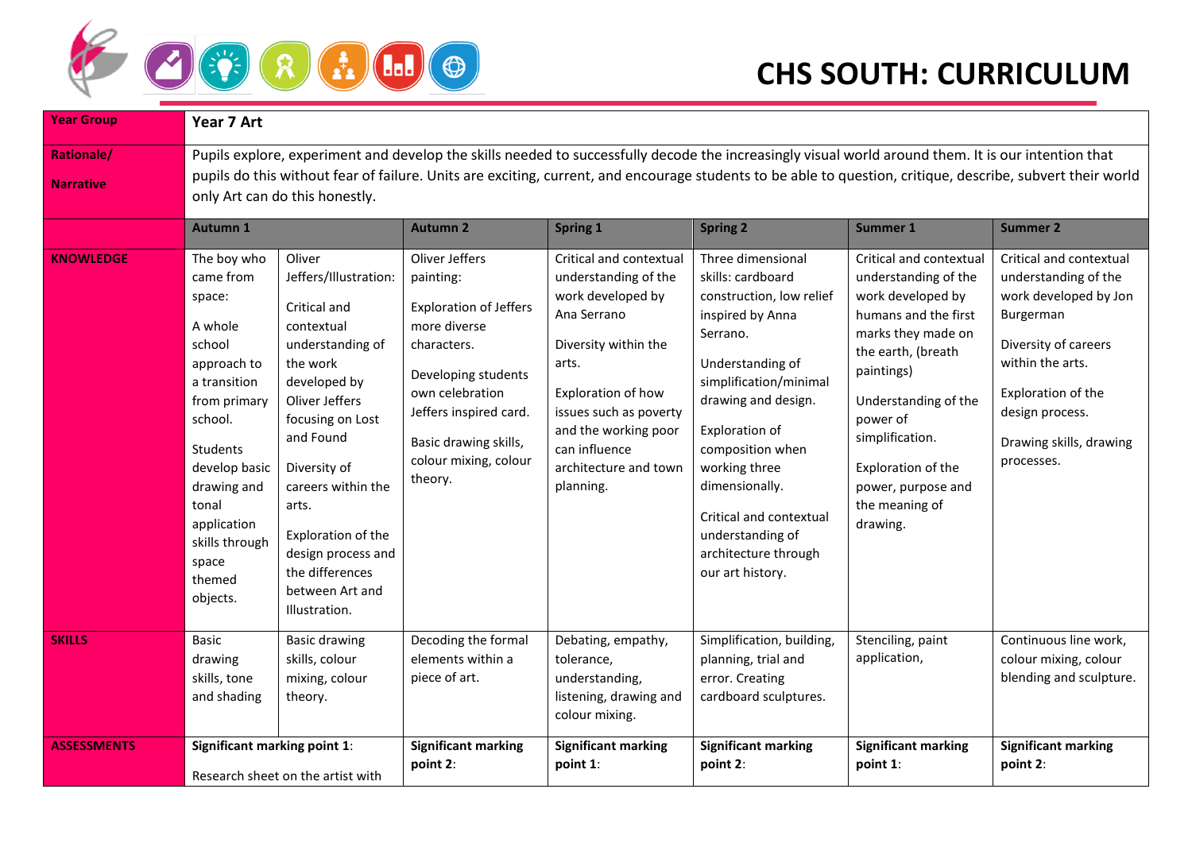# CHS SOUTH: CURRICULUM

| Year Group | Year 7 Art | | | | | | |
|---|---|---|---|---|---|---|---|
| Rationale/ Narrative | Pupils explore, experiment and develop the skills needed to successfully decode the increasingly visual world around them. It is our intention that pupils do this without fear of failure. Units are exciting, current, and encourage students to be able to question, critique, describe, subvert their world only Art can do this honestly. | | | | | | |
| | **Autumn 1** | | **Autumn 2** | **Spring 1** | **Spring 2** | **Summer 1** | **Summer 2** |
| **KNOWLEDGE** | The boy who came from space: A whole school approach to a transition from primary school. Students develop basic drawing and tonal application skills through space themed objects. | Oliver Jeffers/Illustration: Critical and contextual understanding of the work developed by Oliver Jeffers focusing on Lost and Found. Diversity of careers within the arts. Exploration of the design process and the differences between Art and Illustration. | Oliver Jeffers painting: Exploration of Jeffers more diverse characters. Developing students own celebration Jeffers inspired card. Basic drawing skills, colour mixing, colour theory. | Critical and contextual understanding of the work developed by Ana Serrano. Diversity within the arts. Exploration of how issues such as poverty and the working poor can influence architecture and town planning. | Three dimensional skills: cardboard construction, low relief inspired by Anna Serrano. Understanding of simplification/minimal drawing and design. Exploration of composition when working three dimensionally. Critical and contextual understanding of architecture through our art history. | Critical and contextual understanding of the work developed by humans and the first marks they made on the earth, (breath paintings) Understanding of the power of simplification. Exploration of the power, purpose and the meaning of drawing. | Critical and contextual understanding of the work developed by Jon Burgerman. Diversity of careers within the arts. Exploration of the design process. Drawing skills, drawing processes. |
| **SKILLS** | Basic drawing skills, tone and shading | Basic drawing skills, colour mixing, colour theory. | Decoding the formal elements within a piece of art. | Debating, empathy, tolerance, understanding, listening, drawing and colour mixing. | Simplification, building, planning, trial and error. Creating cardboard sculptures. | Stenciling, paint application, | Continuous line work, colour mixing, colour blending and sculpture. |
| **ASSESSMENTS** | **Significant marking point 1**: Research sheet on the artist with | | **Significant marking point 2**: | **Significant marking point 1**: | **Significant marking point 2**: | **Significant marking point 1**: | **Significant marking point 2**: |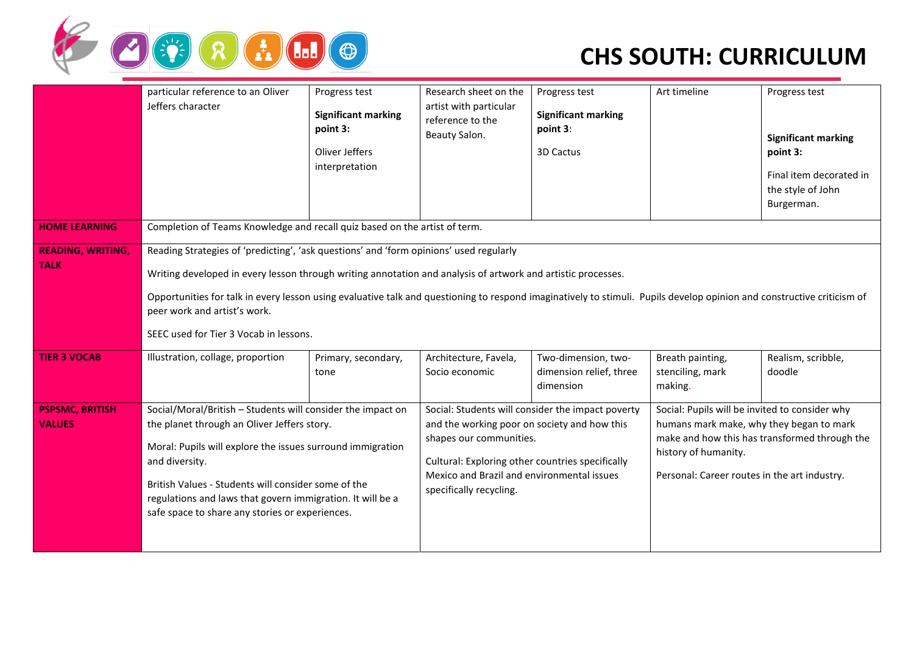# CHS SOUTH: CURRICULUM

| | | | | | | |
|---|---|---|---|---|---|---|
| | particular reference to an Oliver Jeffers character | Progress test<br><br>**Significant marking point 3:**<br><br>Oliver Jeffers interpretation | Research sheet on the artist with particular reference to the Beauty Salon. | Progress test<br><br>**Significant marking point 3**:<br><br>3D Cactus | Art timeline | Progress test<br><br>**Significant marking point 3:**<br><br>Final item decorated in the style of John Burgerman. |
| **HOME LEARNING** | Completion of Teams Knowledge and recall quiz based on the artist of term. | | | | | |
| **READING, WRITING, TALK** | Reading Strategies of 'predicting', 'ask questions' and 'form opinions' used regularly<br><br>Writing developed in every lesson through writing annotation and analysis of artwork and artistic processes.<br><br>Opportunities for talk in every lesson using evaluative talk and questioning to respond imaginatively to stimuli. Pupils develop opinion and constructive criticism of peer work and artist's work.<br><br>SEEC used for Tier 3 Vocab in lessons. | | | | | |
| **TIER 3 VOCAB** | Illustration, collage, proportion | Primary, secondary, tone | Architecture, Favela, Socio economic | Two-dimension, two-dimension relief, three dimension | Breath painting, stenciling, mark making. | Realism, scribble, doodle |
| **PSPSMC, BRITISH VALUES** | Social/Moral/British – Students will consider the impact on the planet through an Oliver Jeffers story.<br><br>Moral: Pupils will explore the issues surround immigration and diversity.<br><br>British Values - Students will consider some of the regulations and laws that govern immigration. It will be a safe space to share any stories or experiences. | | Social: Students will consider the impact poverty and the working poor on society and how this shapes our communities.<br><br>Cultural: Exploring other countries specifically Mexico and Brazil and environmental issues specifically recycling. | | Social: Pupils will be invited to consider why humans mark make, why they began to mark make and how this has transformed through the history of humanity.<br><br>Personal: Career routes in the art industry. | |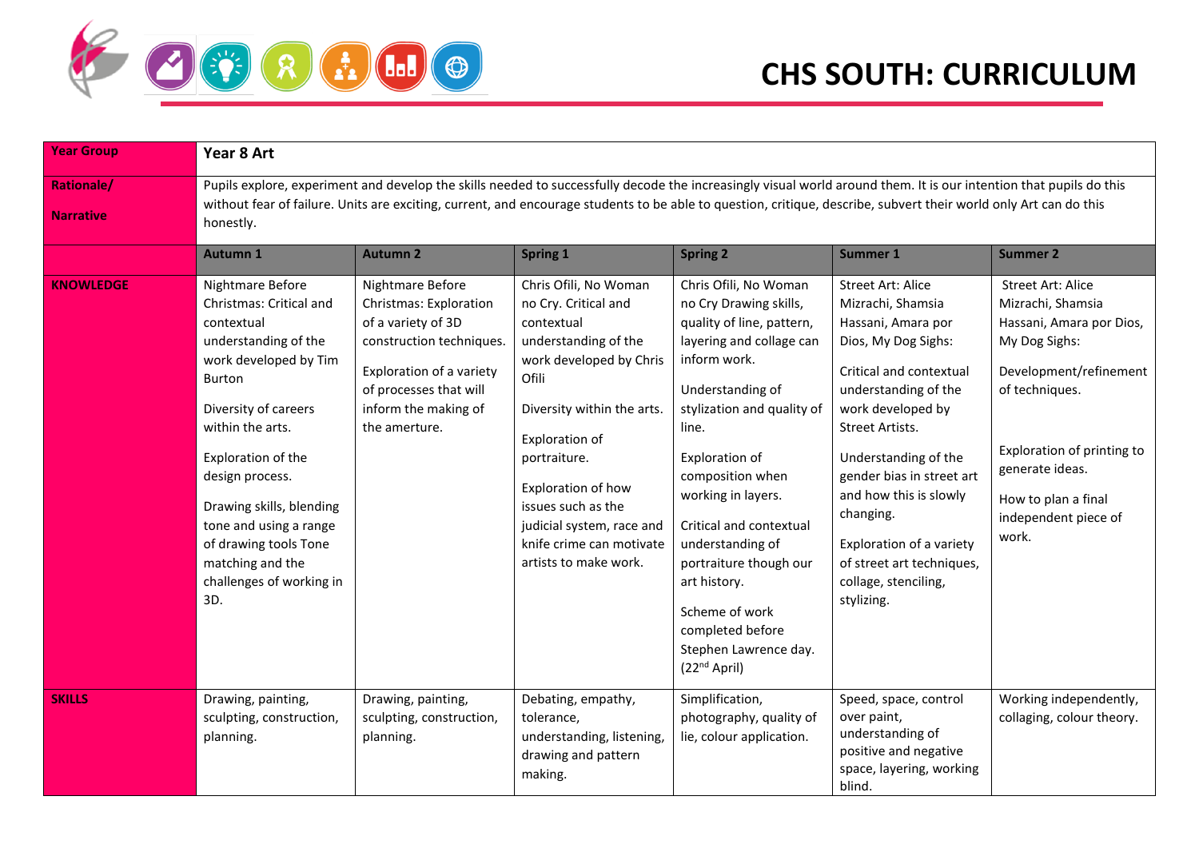# CHS SOUTH: CURRICULUM

| Year Group | Year 8 Art | | | | | |
|---|---|---|---|---|---|---|
| Rationale/ Narrative | Pupils explore, experiment and develop the skills needed to successfully decode the increasingly visual world around them. It is our intention that pupils do this without fear of failure. Units are exciting, current, and encourage students to be able to question, critique, describe, subvert their world only Art can do this honestly. | | | | | |
| | **Autumn 1** | **Autumn 2** | **Spring 1** | **Spring 2** | **Summer 1** | **Summer 2** |
| **KNOWLEDGE** | Nightmare Before Christmas: Critical and contextual understanding of the work developed by Tim Burton<br><br>Diversity of careers within the arts.<br><br>Exploration of the design process.<br><br>Drawing skills, blending tone and using a range of drawing tools Tone matching and the challenges of working in 3D. | Nightmare Before Christmas: Exploration of a variety of 3D construction techniques.<br><br>Exploration of a variety of processes that will inform the making of the amerture. | Chris Ofili, No Woman no Cry. Critical and contextual understanding of the work developed by Chris Ofili<br><br>Diversity within the arts.<br><br>Exploration of portraiture.<br><br>Exploration of how issues such as the judicial system, race and knife crime can motivate artists to make work. | Chris Ofili, No Woman no Cry Drawing skills, quality of line, pattern, layering and collage can inform work.<br><br>Understanding of stylization and quality of line.<br><br>Exploration of composition when working in layers.<br><br>Critical and contextual understanding of portraiture though our art history.<br><br>Scheme of work completed before Stephen Lawrence day. (22nd April) | Street Art: Alice Mizrachi, Shamsia Hassani, Amara por Dios, My Dog Sighs:<br><br>Critical and contextual understanding of the work developed by Street Artists.<br><br>Understanding of the gender bias in street art and how this is slowly changing.<br><br>Exploration of a variety of street art techniques, collage, stenciling, stylizing. | Street Art: Alice Mizrachi, Shamsia Hassani, Amara por Dios, My Dog Sighs:<br><br>Development/refinement of techniques.<br><br>Exploration of printing to generate ideas.<br><br>How to plan a final independent piece of work. |
| **SKILLS** | Drawing, painting, sculpting, construction, planning. | Drawing, painting, sculpting, construction, planning. | Debating, empathy, tolerance, understanding, listening, drawing and pattern making. | Simplification, photography, quality of lie, colour application. | Speed, space, control over paint, understanding of positive and negative space, layering, working blind. | Working independently, collaging, colour theory. |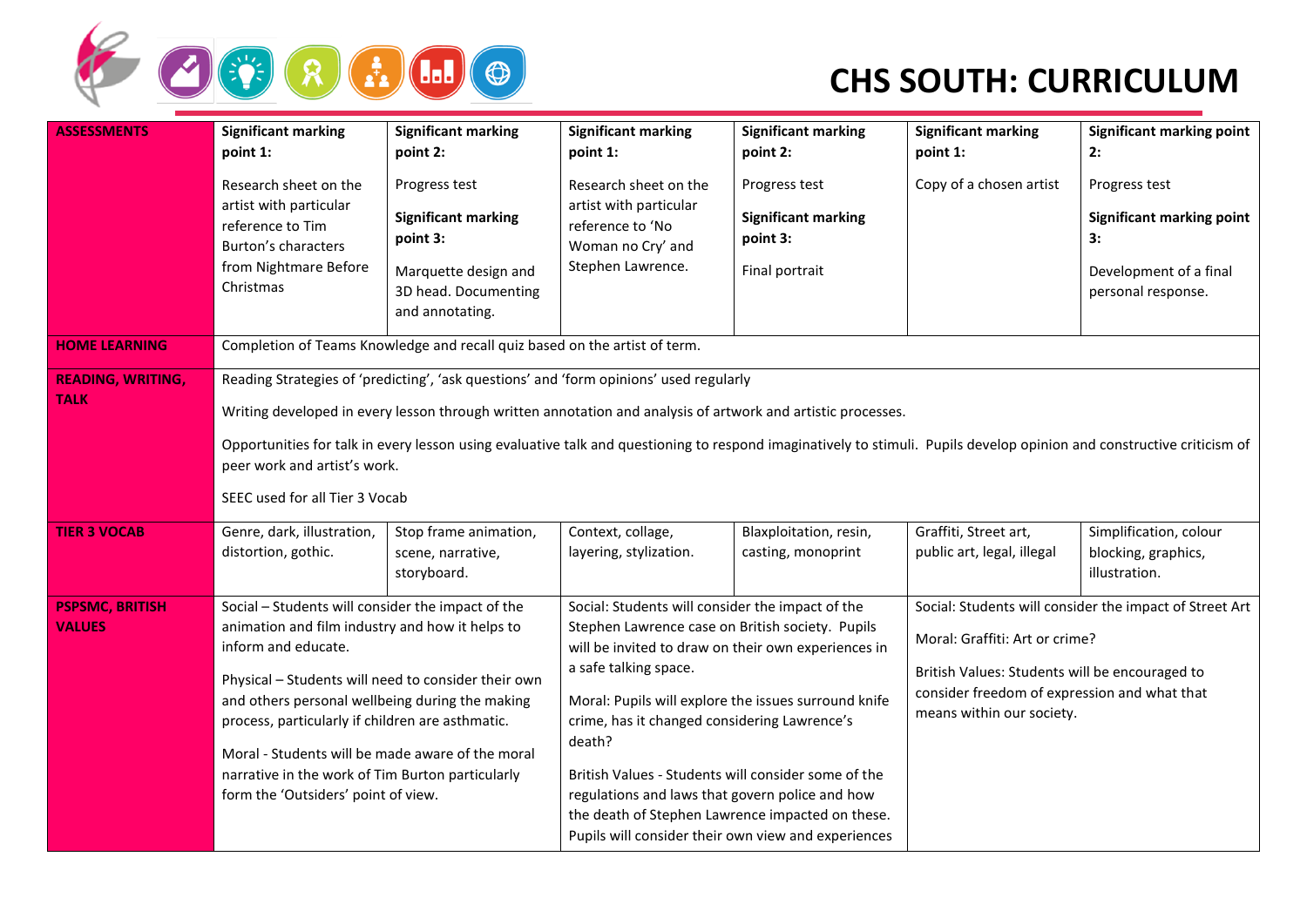# CHS SOUTH: CURRICULUM

| ASSESSMENTS | **Significant marking point 1:** Research sheet on the artist with particular reference to Tim Burton's characters from Nightmare Before Christmas | **Significant marking point 2:** Progress test **Significant marking point 3:** Marquette design and 3D head. Documenting and annotating. | **Significant marking point 1:** Research sheet on the artist with particular reference to 'No Woman no Cry' and Stephen Lawrence. | **Significant marking point 2:** Progress test **Significant marking point 3:** Final portrait | **Significant marking point 1:** Copy of a chosen artist | **Significant marking point 2:** Progress test **Significant marking point 3:** Development of a final personal response. |
|---|---|---|---|---|---|---|
| HOME LEARNING | Completion of Teams Knowledge and recall quiz based on the artist of term. | | | | | |
| READING, WRITING, TALK | Reading Strategies of 'predicting', 'ask questions' and 'form opinions' used regularly<br><br>Writing developed in every lesson through written annotation and analysis of artwork and artistic processes.<br><br>Opportunities for talk in every lesson using evaluative talk and questioning to respond imaginatively to stimuli. Pupils develop opinion and constructive criticism of peer work and artist's work.<br><br>SEEC used for all Tier 3 Vocab | | | | | |
| TIER 3 VOCAB | Genre, dark, illustration, distortion, gothic. | Stop frame animation, scene, narrative, storyboard. | Context, collage, layering, stylization. | Blaxploitation, resin, casting, monoprint | Graffiti, Street art, public art, legal, illegal | Simplification, colour blocking, graphics, illustration. |
| PSPSMC, BRITISH VALUES | Social – Students will consider the impact of the animation and film industry and how it helps to inform and educate.<br><br>Physical – Students will need to consider their own and others personal wellbeing during the making process, particularly if children are asthmatic.<br><br>Moral - Students will be made aware of the moral narrative in the work of Tim Burton particularly form the 'Outsiders' point of view. | | Social: Students will consider the impact of the Stephen Lawrence case on British society. Pupils will be invited to draw on their own experiences in a safe talking space.<br><br>Moral: Pupils will explore the issues surround knife crime, has it changed considering Lawrence's death?<br><br>British Values - Students will consider some of the regulations and laws that govern police and how the death of Stephen Lawrence impacted on these. Pupils will consider their own view and experiences | | Social: Students will consider the impact of Street Art<br><br>Moral: Graffiti: Art or crime?<br><br>British Values: Students will be encouraged to consider freedom of expression and what that means within our society. | |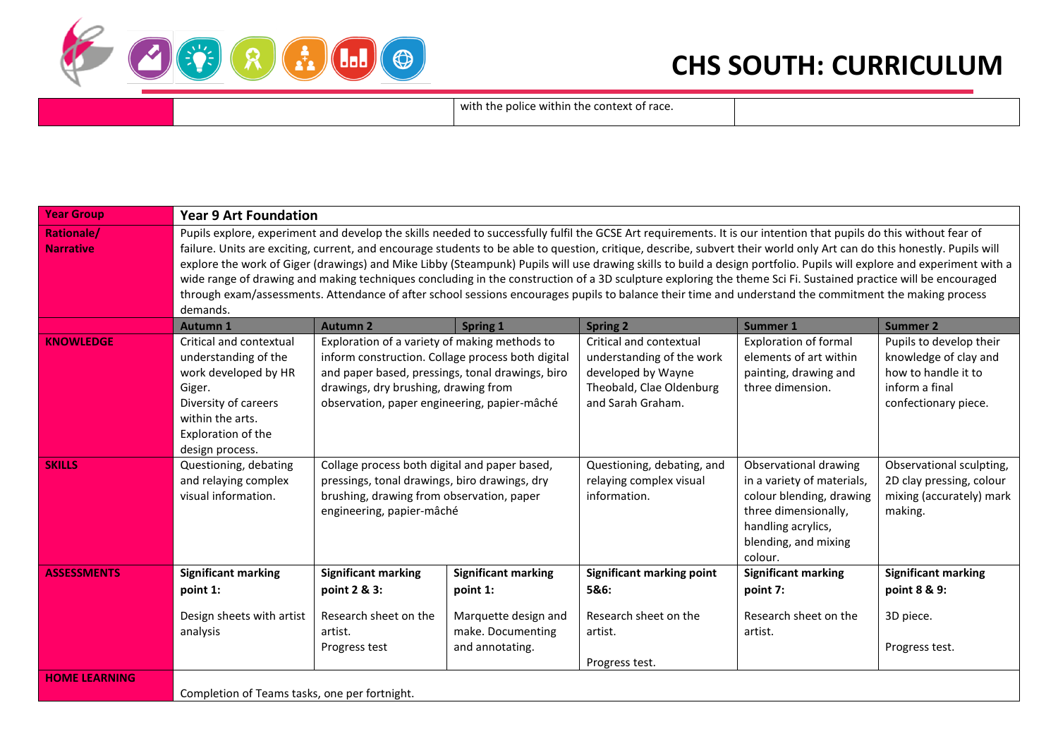|  |  | with the police within the context of race. |  |
|---|---|---|---|

| **Year Group** | **Year 9 Art Foundation** | | | | | |
|---|---|---|---|---|---|---|
| **Rationale/ Narrative** | Pupils explore, experiment and develop the skills needed to successfully fulfil the GCSE Art requirements. It is our intention that pupils do this without fear of failure. Units are exciting, current, and encourage students to be able to question, critique, describe, subvert their world only Art can do this honestly. Pupils will explore the work of Giger (drawings) and Mike Libby (Steampunk) Pupils will use drawing skills to build a design portfolio. Pupils will explore and experiment with a wide range of drawing and making techniques concluding in the construction of a 3D sculpture exploring the theme Sci Fi. Sustained practice will be encouraged through exam/assessments. Attendance of after school sessions encourages pupils to balance their time and understand the commitment the making process demands. | | | | | |
|  | **Autumn 1** | **Autumn 2** | **Spring 1** | **Spring 2** | **Summer 1** | **Summer 2** |
| **KNOWLEDGE** | Critical and contextual understanding of the work developed by HR Giger.<br>Diversity of careers within the arts.<br>Exploration of the design process. | Exploration of a variety of making methods to inform construction. Collage process both digital and paper based, pressings, tonal drawings, biro drawings, dry brushing, drawing from observation, paper engineering, papier-mâché | | Critical and contextual understanding of the work developed by Wayne Theobald, Clae Oldenburg and Sarah Graham. | Exploration of formal elements of art within painting, drawing and three dimension. | Pupils to develop their knowledge of clay and how to handle it to inform a final confectionary piece. |
| **SKILLS** | Questioning, debating and relaying complex visual information. | Collage process both digital and paper based, pressings, tonal drawings, biro drawings, dry brushing, drawing from observation, paper engineering, papier-mâché | | Questioning, debating, and relaying complex visual information. | Observational drawing in a variety of materials, colour blending, drawing three dimensionally, handling acrylics, blending, and mixing colour. | Observational sculpting, 2D clay pressing, colour mixing (accurately) mark making. |
| **ASSESSMENTS** | **Significant marking point 1:**<br><br>Design sheets with artist analysis | **Significant marking point 2 & 3:**<br><br>Research sheet on the artist.<br>Progress test | **Significant marking point 1:**<br><br>Marquette design and make. Documenting and annotating. | **Significant marking point 5&6:**<br><br>Research sheet on the artist.<br><br>Progress test. | **Significant marking point 7:**<br><br>Research sheet on the artist. | **Significant marking point 8 & 9:**<br><br>3D piece.<br><br>Progress test. |
| **HOME LEARNING** | Completion of Teams tasks, one per fortnight. | | | | | |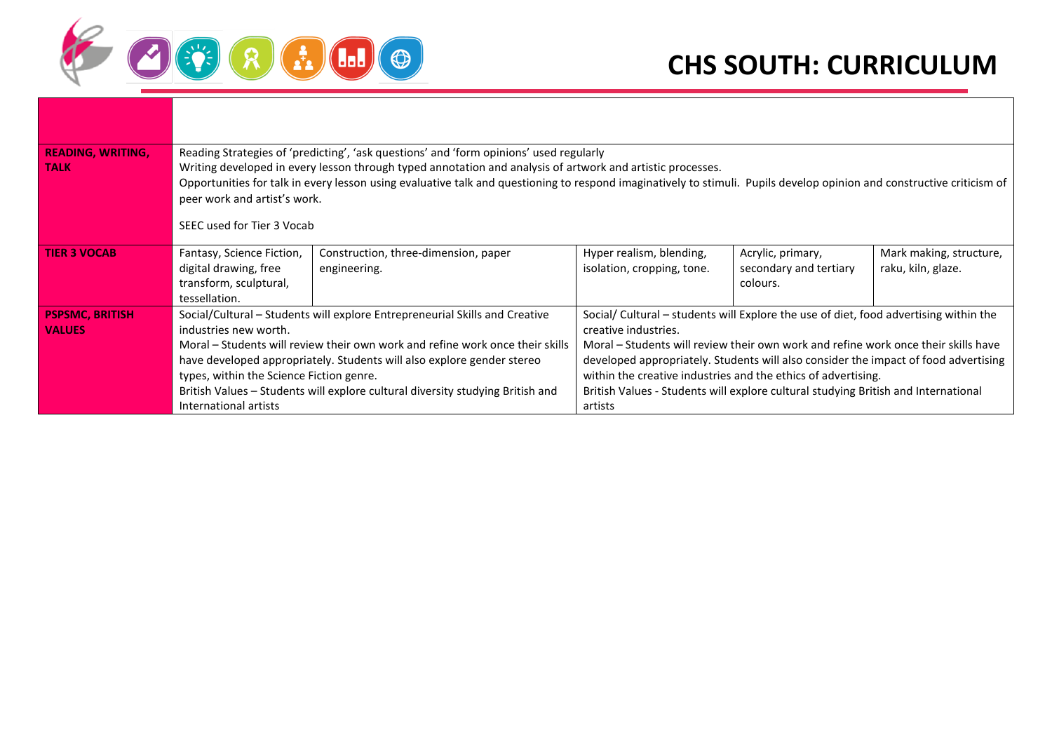# CHS SOUTH: CURRICULUM

| | | | | | |
|---|---|---|---|---|---|
| | | | | | |
| **READING, WRITING, TALK** | Reading Strategies of 'predicting', 'ask questions' and 'form opinions' used regularly<br>Writing developed in every lesson through typed annotation and analysis of artwork and artistic processes.<br>Opportunities for talk in every lesson using evaluative talk and questioning to respond imaginatively to stimuli. Pupils develop opinion and constructive criticism of peer work and artist's work.<br><br>SEEC used for Tier 3 Vocab | | | | |
| **TIER 3 VOCAB** | Fantasy, Science Fiction, digital drawing, free transform, sculptural, tessellation. | Construction, three-dimension, paper engineering. | Hyper realism, blending, isolation, cropping, tone. | Acrylic, primary, secondary and tertiary colours. | Mark making, structure, raku, kiln, glaze. |
| **PSPSMC, BRITISH VALUES** | Social/Cultural – Students will explore Entrepreneurial Skills and Creative industries new worth.<br>Moral – Students will review their own work and refine work once their skills have developed appropriately. Students will also explore gender stereo types, within the Science Fiction genre.<br>British Values – Students will explore cultural diversity studying British and International artists | | Social/ Cultural – students will Explore the use of diet, food advertising within the creative industries.<br>Moral – Students will review their own work and refine work once their skills have developed appropriately. Students will also consider the impact of food advertising within the creative industries and the ethics of advertising.<br>British Values - Students will explore cultural studying British and International artists | | |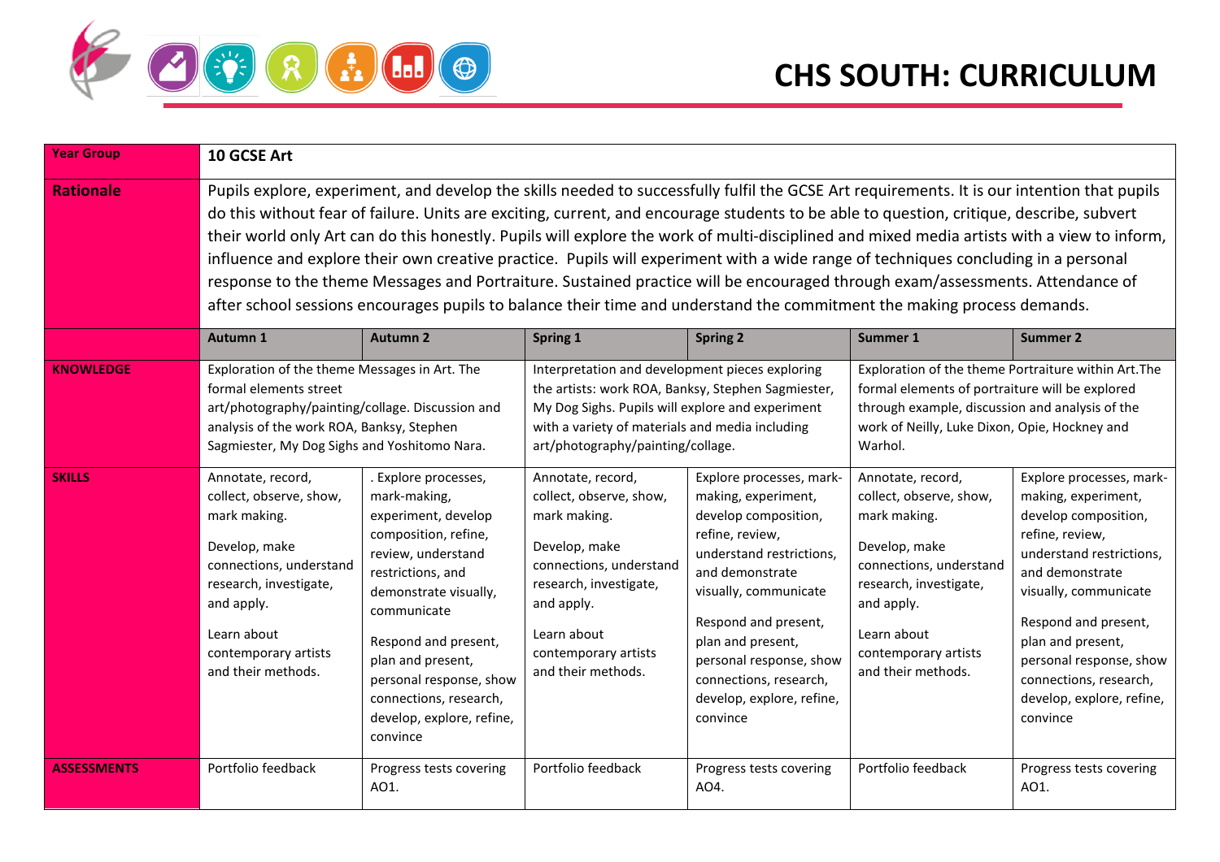# CHS SOUTH: CURRICULUM

| Year Group | 10 GCSE Art | | | | | |
|---|---|---|---|---|---|---|
| **Rationale** | Pupils explore, experiment, and develop the skills needed to successfully fulfil the GCSE Art requirements. It is our intention that pupils do this without fear of failure. Units are exciting, current, and encourage students to be able to question, critique, describe, subvert their world only Art can do this honestly. Pupils will explore the work of multi-disciplined and mixed media artists with a view to inform, influence and explore their own creative practice. Pupils will experiment with a wide range of techniques concluding in a personal response to the theme Messages and Portraiture. Sustained practice will be encouraged through exam/assessments. Attendance of after school sessions encourages pupils to balance their time and understand the commitment the making process demands. | | | | | |
| | **Autumn 1** | **Autumn 2** | **Spring 1** | **Spring 2** | **Summer 1** | **Summer 2** |
| **KNOWLEDGE** | Exploration of the theme Messages in Art. The formal elements street art/photography/painting/collage. Discussion and analysis of the work ROA, Banksy, Stephen Sagmiester, My Dog Sighs and Yoshitomo Nara. | | Interpretation and development pieces exploring the artists: work ROA, Banksy, Stephen Sagmiester, My Dog Sighs. Pupils will explore and experiment with a variety of materials and media including art/photography/painting/collage. | | Exploration of the theme Portraiture within Art.The formal elements of portraiture will be explored through example, discussion and analysis of the work of Neilly, Luke Dixon, Opie, Hockney and Warhol. | |
| **SKILLS** | Annotate, record, collect, observe, show, mark making.<br><br>Develop, make connections, understand research, investigate, and apply.<br><br>Learn about contemporary artists and their methods. | . Explore processes, mark-making, experiment, develop composition, refine, review, understand restrictions, and demonstrate visually, communicate<br><br>Respond and present, plan and present, personal response, show connections, research, develop, explore, refine, convince | Annotate, record, collect, observe, show, mark making.<br><br>Develop, make connections, understand research, investigate, and apply.<br><br>Learn about contemporary artists and their methods. | Explore processes, mark-making, experiment, develop composition, refine, review, understand restrictions, and demonstrate visually, communicate<br><br>Respond and present, plan and present, personal response, show connections, research, develop, explore, refine, convince | Annotate, record, collect, observe, show, mark making.<br><br>Develop, make connections, understand research, investigate, and apply.<br><br>Learn about contemporary artists and their methods. | Explore processes, mark-making, experiment, develop composition, refine, review, understand restrictions, and demonstrate visually, communicate<br><br>Respond and present, plan and present, personal response, show connections, research, develop, explore, refine, convince |
| **ASSESSMENTS** | Portfolio feedback | Progress tests covering AO1. | Portfolio feedback | Progress tests covering AO4. | Portfolio feedback | Progress tests covering AO1. |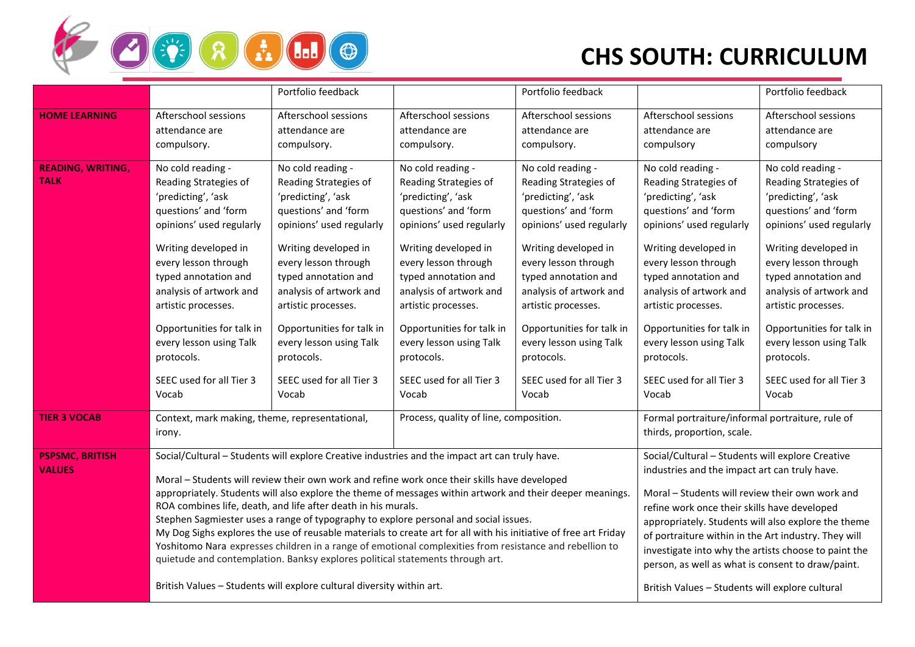# CHS SOUTH: CURRICULUM

| | | | | | | |
|---|---|---|---|---|---|---|
| | | Portfolio feedback | | Portfolio feedback | | Portfolio feedback |
| **HOME LEARNING** | Afterschool sessions attendance are compulsory. | Afterschool sessions attendance are compulsory. | Afterschool sessions attendance are compulsory. | Afterschool sessions attendance are compulsory. | Afterschool sessions attendance are compulsory | Afterschool sessions attendance are compulsory |
| **READING, WRITING, TALK** | No cold reading - Reading Strategies of 'predicting', 'ask questions' and 'form opinions' used regularly<br><br>Writing developed in every lesson through typed annotation and analysis of artwork and artistic processes.<br><br>Opportunities for talk in every lesson using Talk protocols.<br><br>SEEC used for all Tier 3 Vocab | No cold reading - Reading Strategies of 'predicting', 'ask questions' and 'form opinions' used regularly<br><br>Writing developed in every lesson through typed annotation and analysis of artwork and artistic processes.<br><br>Opportunities for talk in every lesson using Talk protocols.<br><br>SEEC used for all Tier 3 Vocab | No cold reading - Reading Strategies of 'predicting', 'ask questions' and 'form opinions' used regularly<br><br>Writing developed in every lesson through typed annotation and analysis of artwork and artistic processes.<br><br>Opportunities for talk in every lesson using Talk protocols.<br><br>SEEC used for all Tier 3 Vocab | No cold reading - Reading Strategies of 'predicting', 'ask questions' and 'form opinions' used regularly<br><br>Writing developed in every lesson through typed annotation and analysis of artwork and artistic processes.<br><br>Opportunities for talk in every lesson using Talk protocols.<br><br>SEEC used for all Tier 3 Vocab | No cold reading - Reading Strategies of 'predicting', 'ask questions' and 'form opinions' used regularly<br><br>Writing developed in every lesson through typed annotation and analysis of artwork and artistic processes.<br><br>Opportunities for talk in every lesson using Talk protocols.<br><br>SEEC used for all Tier 3 Vocab | No cold reading - Reading Strategies of 'predicting', 'ask questions' and 'form opinions' used regularly<br><br>Writing developed in every lesson through typed annotation and analysis of artwork and artistic processes.<br><br>Opportunities for talk in every lesson using Talk protocols.<br><br>SEEC used for all Tier 3 Vocab |
| **TIER 3 VOCAB** | Context, mark making, theme, representational, irony. | | Process, quality of line, composition. | | Formal portraiture/informal portraiture, rule of thirds, proportion, scale. | |
| **PSPSMC, BRITISH VALUES** | Social/Cultural – Students will explore Creative industries and the impact art can truly have.<br><br>Moral – Students will review their own work and refine work once their skills have developed appropriately. Students will also explore the theme of messages within artwork and their deeper meanings. ROA combines life, death, and life after death in his murals.<br>Stephen Sagmiester uses a range of typography to explore personal and social issues.<br>My Dog Sighs explores the use of reusable materials to create art for all with his initiative of free art Friday<br>Yoshitomo Nara expresses children in a range of emotional complexities from resistance and rebellion to quietude and contemplation. Banksy explores political statements through art.<br><br>British Values – Students will explore cultural diversity within art. | | | | Social/Cultural – Students will explore Creative industries and the impact art can truly have.<br><br>Moral – Students will review their own work and refine work once their skills have developed appropriately. Students will also explore the theme of portraiture within in the Art industry. They will investigate into why the artists choose to paint the person, as well as what is consent to draw/paint.<br><br>British Values – Students will explore cultural | |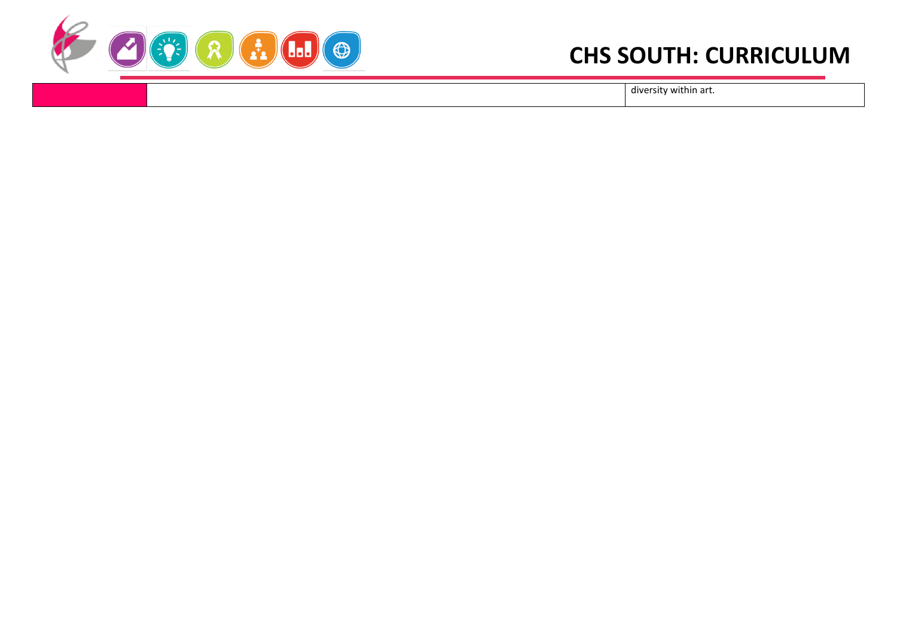| | | |
|---|---|---|
| | | diversity within art. |